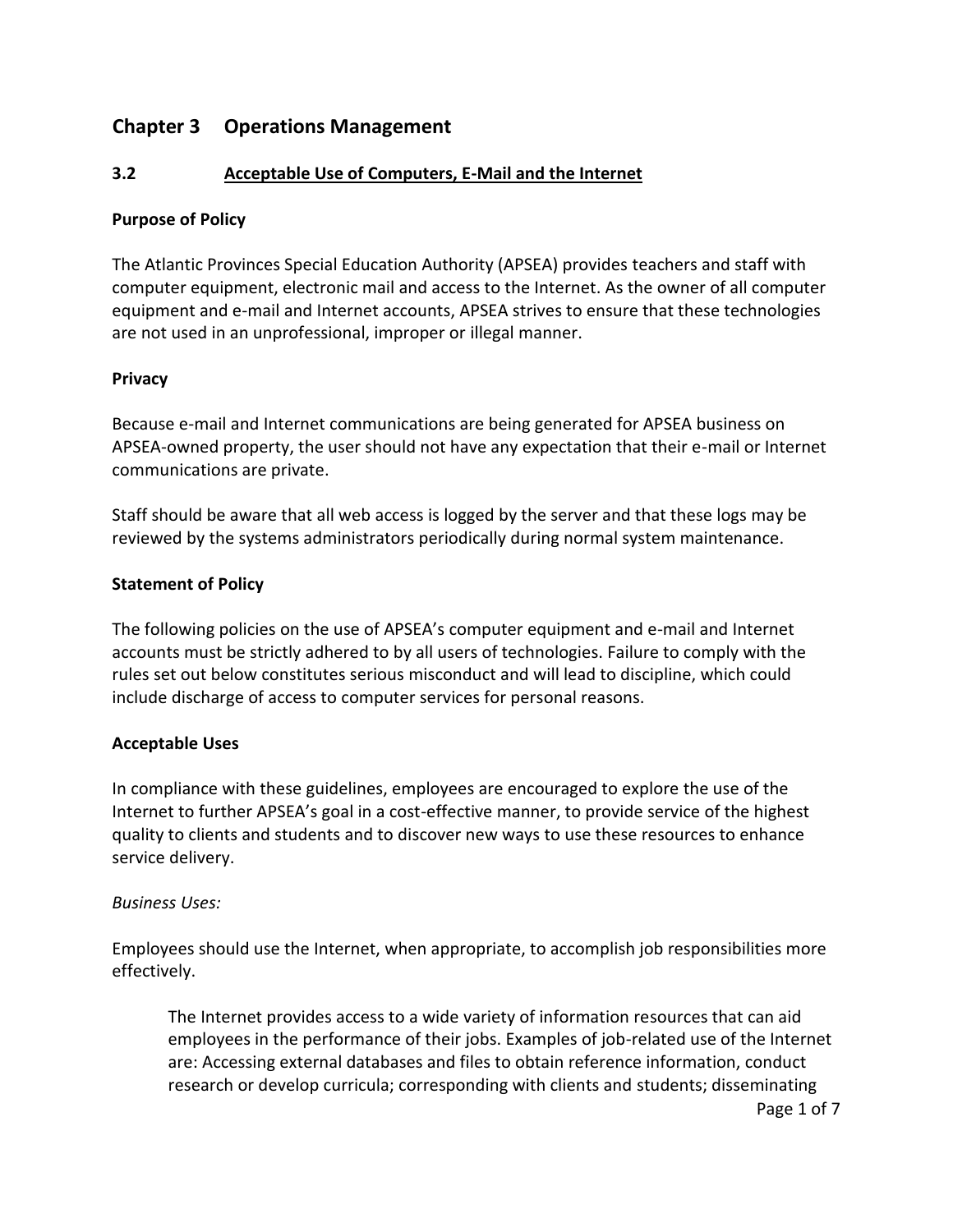## Chapter 3 Operations Management

### 3.2 Acceptable Use of Computers, E-Mail and the Internet

**Purpose of Policy**

The Atlantic Provinces Special Education Authority (APSEA) provides teachers and staff with computer equipment, electronic mail and access to the Internet. As the owner of all computer equipment and e-mail and Internet accounts, APSEA strives to ensure that these technologies are not used in an unprofessional, improper or illegal manner.

**Privacy**

Because e-mail and Internet communications are being generated for APSEA business on APSEA-owned property, the user should not have any expectation that their e-mail or Internet communications are private.

Staff should be aware that all web access is logged by the server and that these logs may be reviewed by the systems administrators periodically during normal system maintenance.

**Statement of Policy**

The following policies on the use of APSEA's computer equipment and e-mail and Internet accounts must be strictly adhered to by all users of technologies. Failure to comply with the rules set out below constitutes serious misconduct and will lead to discipline, which could include discharge of access to computer services for personal reasons.

**Acceptable Uses**

In compliance with these guidelines, employees are encouraged to explore the use of the Internet to further APSEA's goal in a cost-effective manner, to provide service of the highest quality to clients and students and to discover new ways to use these resources to enhance service delivery.

*Business Uses:*

Employees should use the Internet, when appropriate, to accomplish job responsibilities more effectively.

> The Internet provides access to a wide variety of information resources that can aid employees in the performance of their jobs. Examples of job-related use of the Internet are: Accessing external databases and files to obtain reference information, conduct research or develop curricula; corresponding with clients and students; disseminating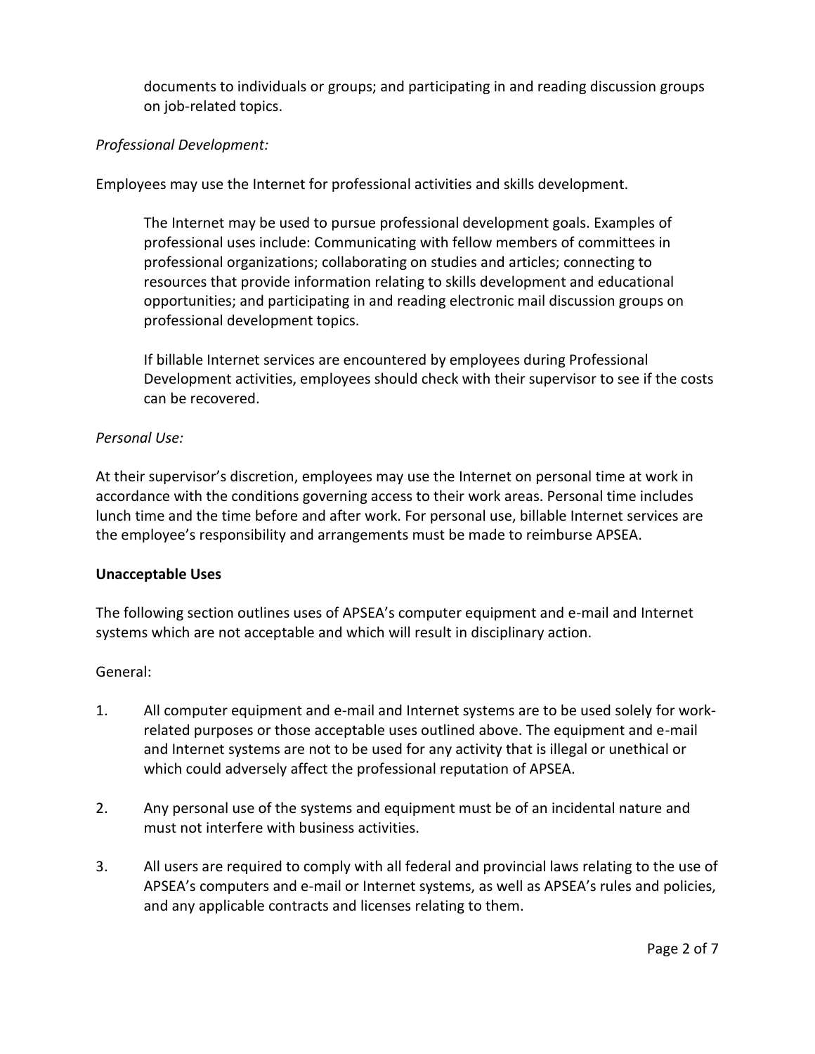documents to individuals or groups; and participating in and reading discussion groups on job-related topics.

*Professional Development:*

Employees may use the Internet for professional activities and skills development.

The Internet may be used to pursue professional development goals. Examples of professional uses include: Communicating with fellow members of committees in professional organizations; collaborating on studies and articles; connecting to resources that provide information relating to skills development and educational opportunities; and participating in and reading electronic mail discussion groups on professional development topics.

If billable Internet services are encountered by employees during Professional Development activities, employees should check with their supervisor to see if the costs can be recovered.

*Personal Use:*

At their supervisor's discretion, employees may use the Internet on personal time at work in accordance with the conditions governing access to their work areas. Personal time includes lunch time and the time before and after work. For personal use, billable Internet services are the employee's responsibility and arrangements must be made to reimburse APSEA.

**Unacceptable Uses**

The following section outlines uses of APSEA's computer equipment and e-mail and Internet systems which are not acceptable and which will result in disciplinary action.

General:

1. All computer equipment and e-mail and Internet systems are to be used solely for work-related purposes or those acceptable uses outlined above. The equipment and e-mail and Internet systems are not to be used for any activity that is illegal or unethical or which could adversely affect the professional reputation of APSEA.

2. Any personal use of the systems and equipment must be of an incidental nature and must not interfere with business activities.

3. All users are required to comply with all federal and provincial laws relating to the use of APSEA's computers and e-mail or Internet systems, as well as APSEA's rules and policies, and any applicable contracts and licenses relating to them.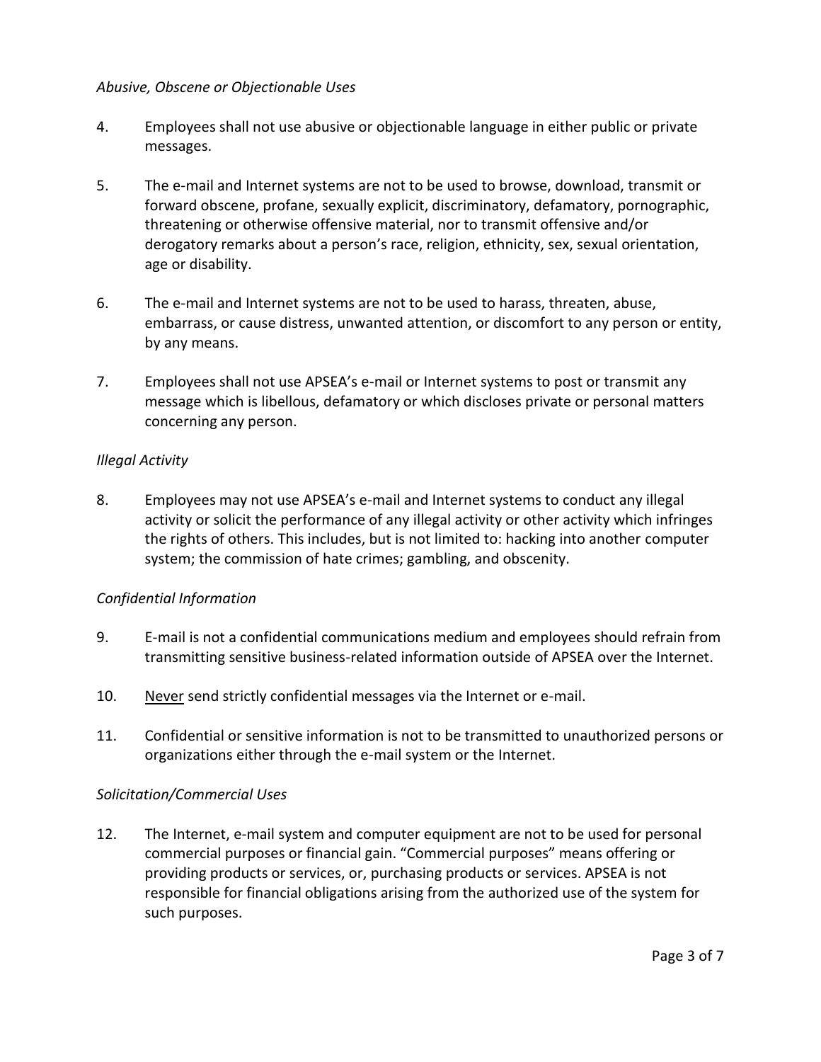*Abusive, Obscene or Objectionable Uses*

4. Employees shall not use abusive or objectionable language in either public or private messages.

5. The e-mail and Internet systems are not to be used to browse, download, transmit or forward obscene, profane, sexually explicit, discriminatory, defamatory, pornographic, threatening or otherwise offensive material, nor to transmit offensive and/or derogatory remarks about a person's race, religion, ethnicity, sex, sexual orientation, age or disability.

6. The e-mail and Internet systems are not to be used to harass, threaten, abuse, embarrass, or cause distress, unwanted attention, or discomfort to any person or entity, by any means.

7. Employees shall not use APSEA's e-mail or Internet systems to post or transmit any message which is libellous, defamatory or which discloses private or personal matters concerning any person.

*Illegal Activity*

8. Employees may not use APSEA's e-mail and Internet systems to conduct any illegal activity or solicit the performance of any illegal activity or other activity which infringes the rights of others. This includes, but is not limited to: hacking into another computer system; the commission of hate crimes; gambling, and obscenity.

*Confidential Information*

9. E-mail is not a confidential communications medium and employees should refrain from transmitting sensitive business-related information outside of APSEA over the Internet.

10. <u>Never</u> send strictly confidential messages via the Internet or e-mail.

11. Confidential or sensitive information is not to be transmitted to unauthorized persons or organizations either through the e-mail system or the Internet.

*Solicitation/Commercial Uses*

12. The Internet, e-mail system and computer equipment are not to be used for personal commercial purposes or financial gain. "Commercial purposes" means offering or providing products or services, or, purchasing products or services. APSEA is not responsible for financial obligations arising from the authorized use of the system for such purposes.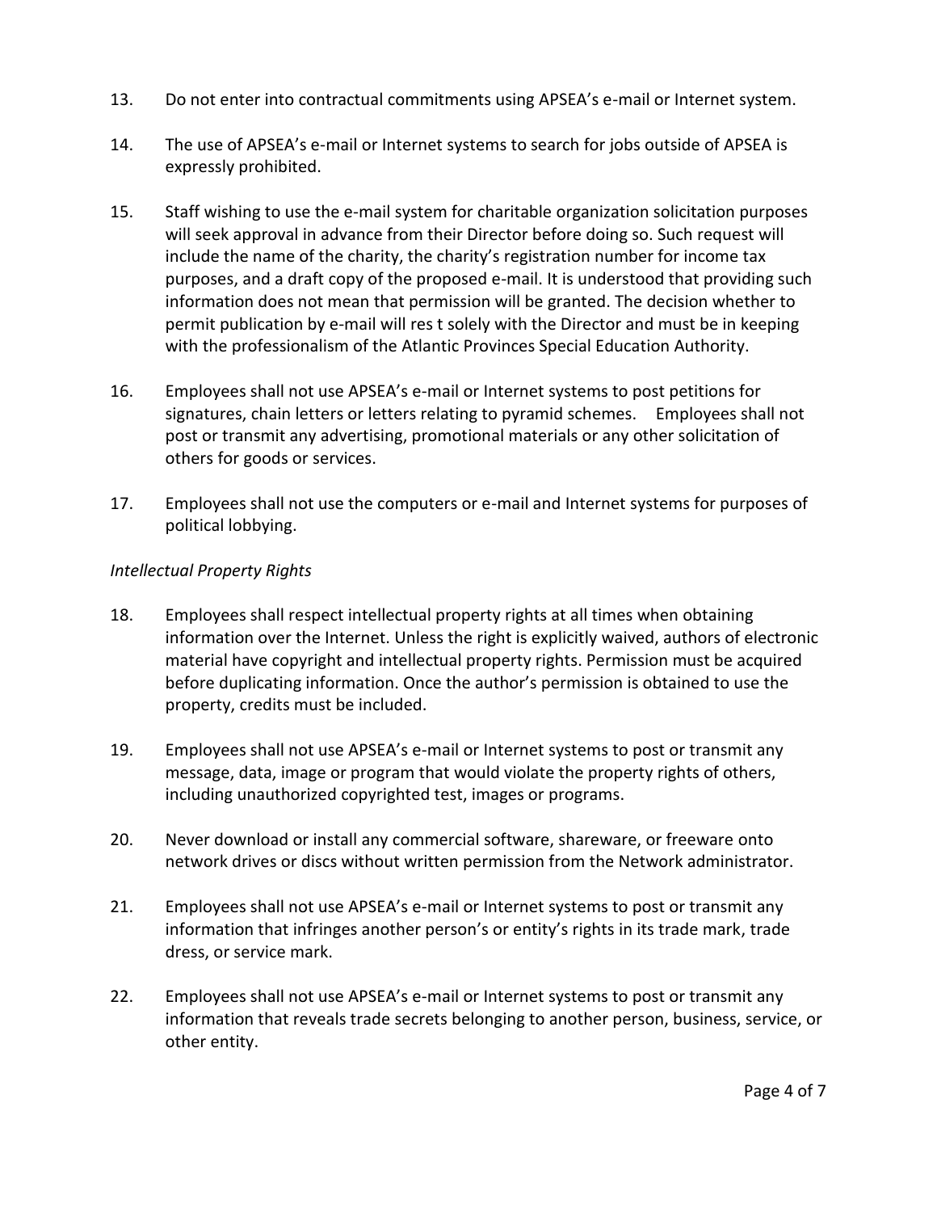13. Do not enter into contractual commitments using APSEA's e-mail or Internet system.

14. The use of APSEA's e-mail or Internet systems to search for jobs outside of APSEA is expressly prohibited.

15. Staff wishing to use the e-mail system for charitable organization solicitation purposes will seek approval in advance from their Director before doing so. Such request will include the name of the charity, the charity's registration number for income tax purposes, and a draft copy of the proposed e-mail. It is understood that providing such information does not mean that permission will be granted. The decision whether to permit publication by e-mail will res t solely with the Director and must be in keeping with the professionalism of the Atlantic Provinces Special Education Authority.

16. Employees shall not use APSEA's e-mail or Internet systems to post petitions for signatures, chain letters or letters relating to pyramid schemes. Employees shall not post or transmit any advertising, promotional materials or any other solicitation of others for goods or services.

17. Employees shall not use the computers or e-mail and Internet systems for purposes of political lobbying.

*Intellectual Property Rights*

18. Employees shall respect intellectual property rights at all times when obtaining information over the Internet. Unless the right is explicitly waived, authors of electronic material have copyright and intellectual property rights. Permission must be acquired before duplicating information. Once the author's permission is obtained to use the property, credits must be included.

19. Employees shall not use APSEA's e-mail or Internet systems to post or transmit any message, data, image or program that would violate the property rights of others, including unauthorized copyrighted test, images or programs.

20. Never download or install any commercial software, shareware, or freeware onto network drives or discs without written permission from the Network administrator.

21. Employees shall not use APSEA's e-mail or Internet systems to post or transmit any information that infringes another person's or entity's rights in its trade mark, trade dress, or service mark.

22. Employees shall not use APSEA's e-mail or Internet systems to post or transmit any information that reveals trade secrets belonging to another person, business, service, or other entity.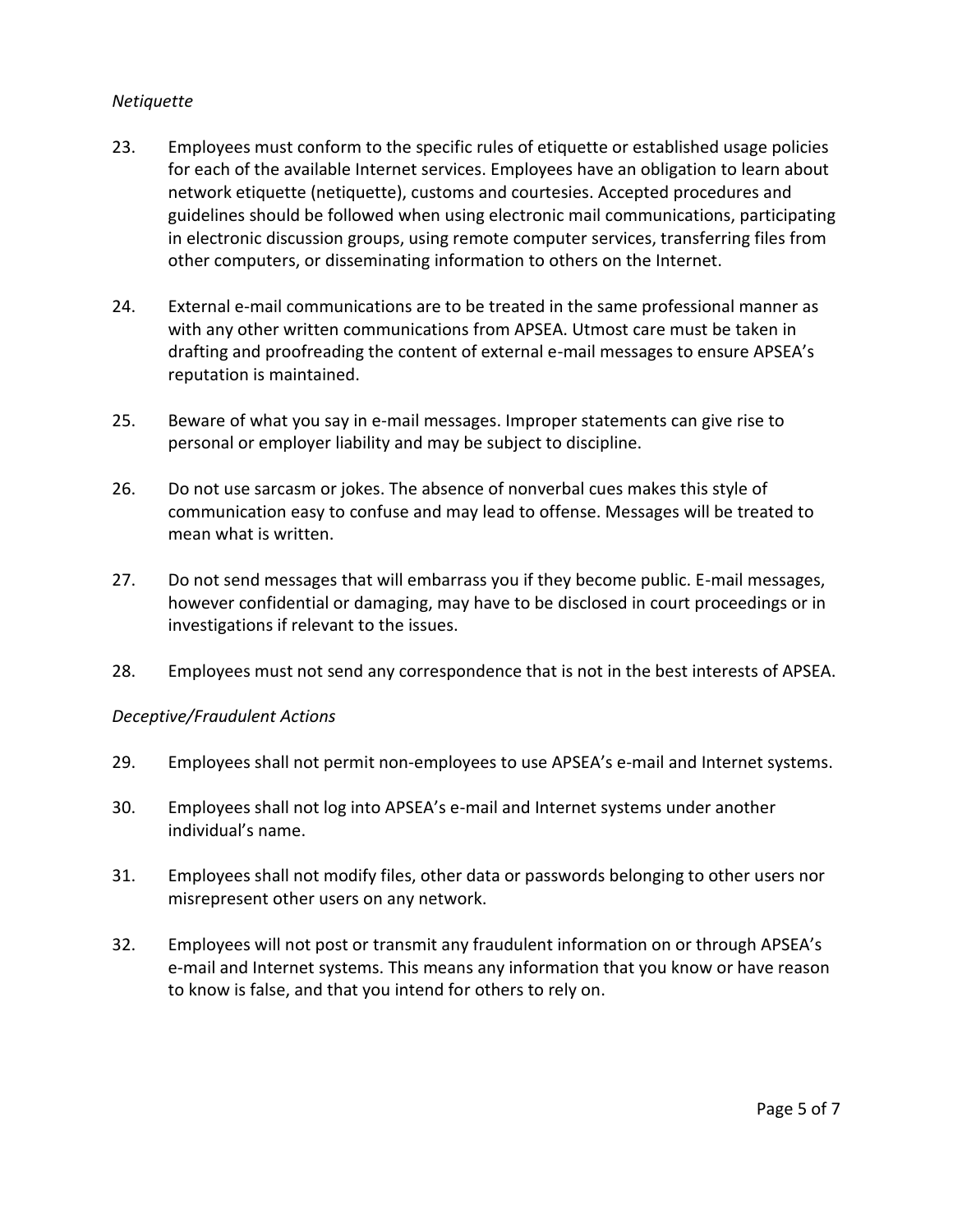*Netiquette*

23. Employees must conform to the specific rules of etiquette or established usage policies for each of the available Internet services. Employees have an obligation to learn about network etiquette (netiquette), customs and courtesies. Accepted procedures and guidelines should be followed when using electronic mail communications, participating in electronic discussion groups, using remote computer services, transferring files from other computers, or disseminating information to others on the Internet.

24. External e-mail communications are to be treated in the same professional manner as with any other written communications from APSEA. Utmost care must be taken in drafting and proofreading the content of external e-mail messages to ensure APSEA's reputation is maintained.

25. Beware of what you say in e-mail messages. Improper statements can give rise to personal or employer liability and may be subject to discipline.

26. Do not use sarcasm or jokes. The absence of nonverbal cues makes this style of communication easy to confuse and may lead to offense. Messages will be treated to mean what is written.

27. Do not send messages that will embarrass you if they become public. E-mail messages, however confidential or damaging, may have to be disclosed in court proceedings or in investigations if relevant to the issues.

28. Employees must not send any correspondence that is not in the best interests of APSEA.

*Deceptive/Fraudulent Actions*

29. Employees shall not permit non-employees to use APSEA's e-mail and Internet systems.

30. Employees shall not log into APSEA's e-mail and Internet systems under another individual's name.

31. Employees shall not modify files, other data or passwords belonging to other users nor misrepresent other users on any network.

32. Employees will not post or transmit any fraudulent information on or through APSEA's e-mail and Internet systems. This means any information that you know or have reason to know is false, and that you intend for others to rely on.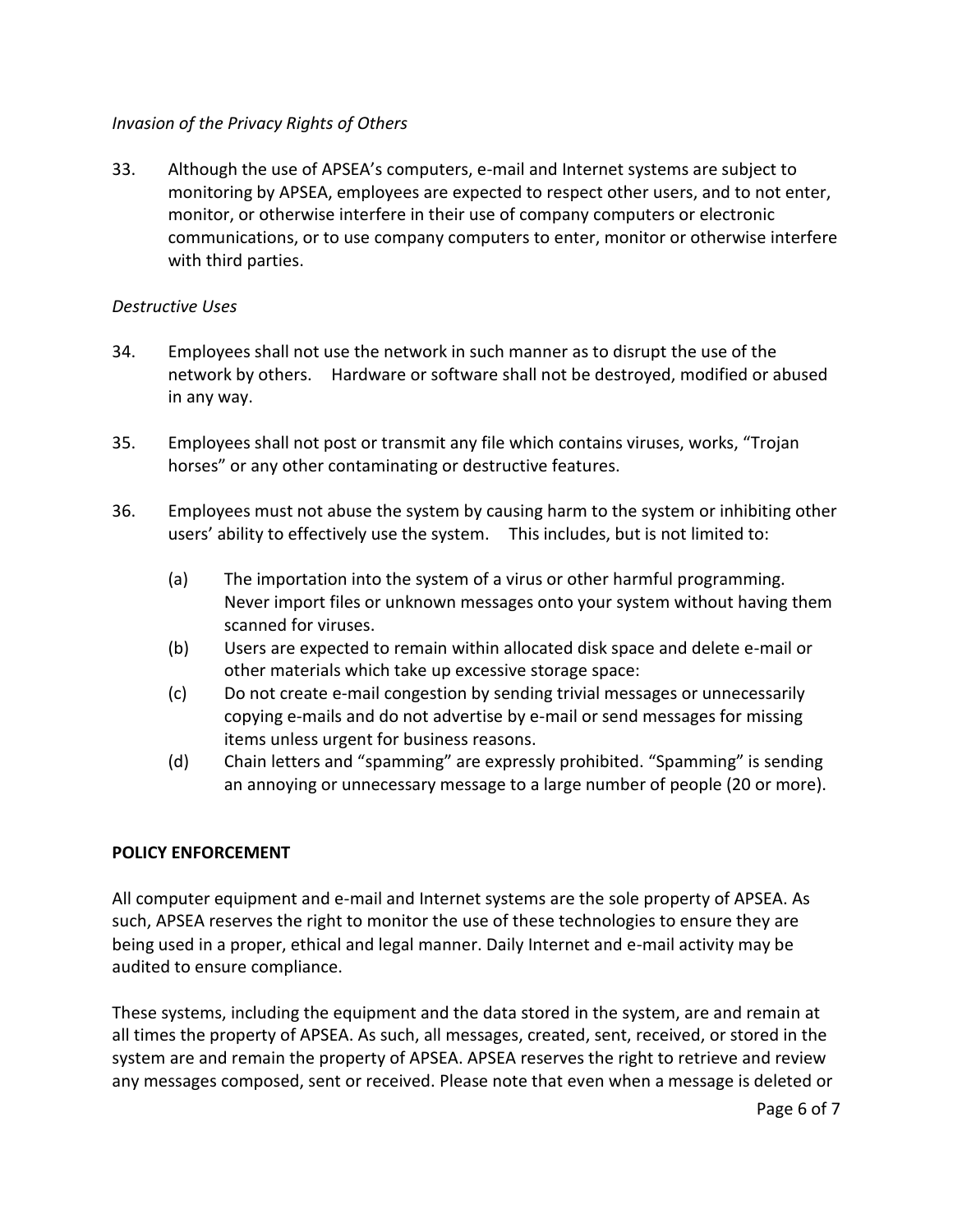*Invasion of the Privacy Rights of Others*

33. Although the use of APSEA's computers, e-mail and Internet systems are subject to monitoring by APSEA, employees are expected to respect other users, and to not enter, monitor, or otherwise interfere in their use of company computers or electronic communications, or to use company computers to enter, monitor or otherwise interfere with third parties.

*Destructive Uses*

34. Employees shall not use the network in such manner as to disrupt the use of the network by others. Hardware or software shall not be destroyed, modified or abused in any way.

35. Employees shall not post or transmit any file which contains viruses, works, "Trojan horses" or any other contaminating or destructive features.

36. Employees must not abuse the system by causing harm to the system or inhibiting other users' ability to effectively use the system. This includes, but is not limited to:

    (a) The importation into the system of a virus or other harmful programming. Never import files or unknown messages onto your system without having them scanned for viruses.
    (b) Users are expected to remain within allocated disk space and delete e-mail or other materials which take up excessive storage space:
    (c) Do not create e-mail congestion by sending trivial messages or unnecessarily copying e-mails and do not advertise by e-mail or send messages for missing items unless urgent for business reasons.
    (d) Chain letters and "spamming" are expressly prohibited. "Spamming" is sending an annoying or unnecessary message to a large number of people (20 or more).

**POLICY ENFORCEMENT**

All computer equipment and e-mail and Internet systems are the sole property of APSEA. As such, APSEA reserves the right to monitor the use of these technologies to ensure they are being used in a proper, ethical and legal manner. Daily Internet and e-mail activity may be audited to ensure compliance.

These systems, including the equipment and the data stored in the system, are and remain at all times the property of APSEA. As such, all messages, created, sent, received, or stored in the system are and remain the property of APSEA. APSEA reserves the right to retrieve and review any messages composed, sent or received. Please note that even when a message is deleted or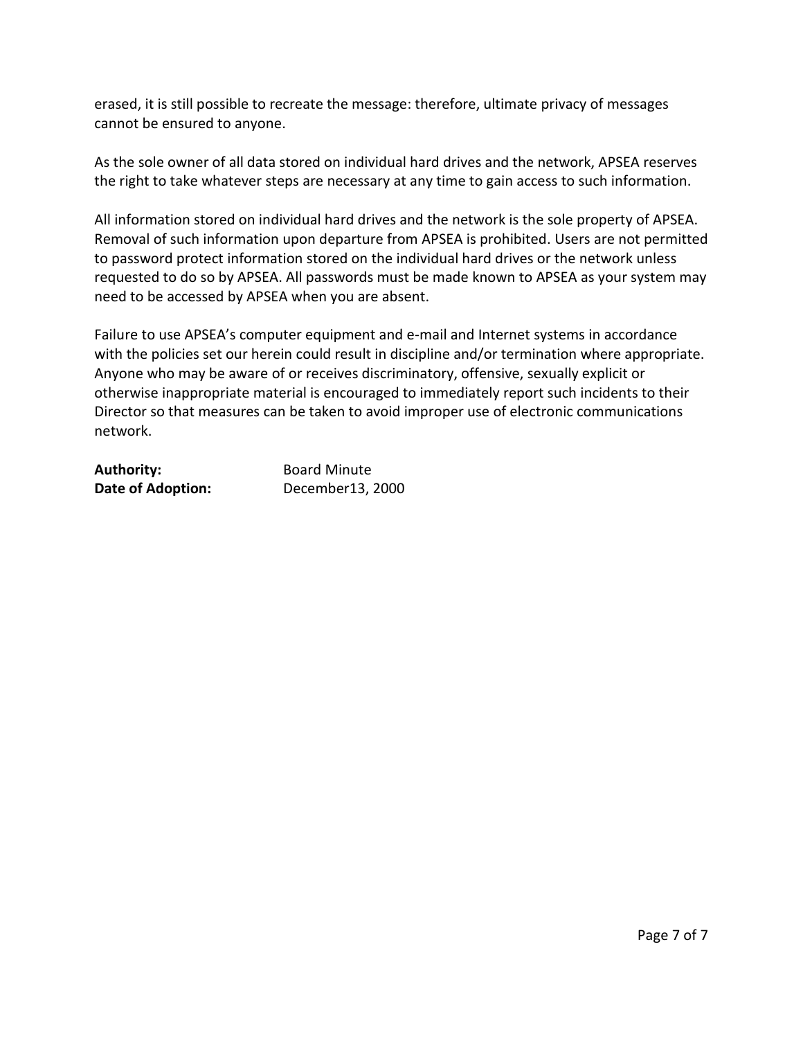erased, it is still possible to recreate the message: therefore, ultimate privacy of messages cannot be ensured to anyone.

As the sole owner of all data stored on individual hard drives and the network, APSEA reserves the right to take whatever steps are necessary at any time to gain access to such information.

All information stored on individual hard drives and the network is the sole property of APSEA. Removal of such information upon departure from APSEA is prohibited. Users are not permitted to password protect information stored on the individual hard drives or the network unless requested to do so by APSEA. All passwords must be made known to APSEA as your system may need to be accessed by APSEA when you are absent.

Failure to use APSEA's computer equipment and e-mail and Internet systems in accordance with the policies set our herein could result in discipline and/or termination where appropriate. Anyone who may be aware of or receives discriminatory, offensive, sexually explicit or otherwise inappropriate material is encouraged to immediately report such incidents to their Director so that measures can be taken to avoid improper use of electronic communications network.

**Authority:** Board Minute
**Date of Adoption:** December13, 2000